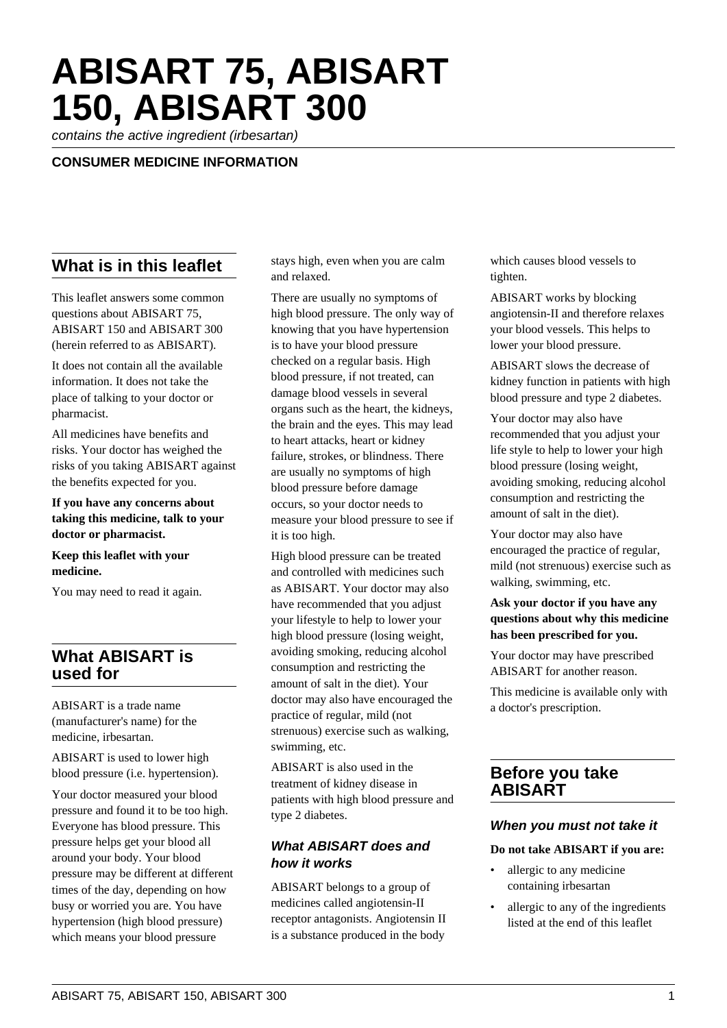# ABISART 75, ABISART 150, ABISART 300

*contains the active ingredient (irbesartan)*

**CONSUMER MEDICINE INFORMATION**

## What is in this leaflet

This leaflet answers some common questions about ABISART 75, ABISART 150 and ABISART 300 (herein referred to as ABISART).

It does not contain all the available information. It does not take the place of talking to your doctor or pharmacist.

All medicines have benefits and risks. Your doctor has weighed the risks of you taking ABISART against the benefits expected for you.

**If you have any concerns about taking this medicine, talk to your doctor or pharmacist.**

**Keep this leaflet with your medicine.**

You may need to read it again.

## What ABISART is used for

ABISART is a trade name (manufacturer's name) for the medicine, irbesartan.

ABISART is used to lower high blood pressure (i.e. hypertension).

Your doctor measured your blood pressure and found it to be too high. Everyone has blood pressure. This pressure helps get your blood all around your body. Your blood pressure may be different at different times of the day, depending on how busy or worried you are. You have hypertension (high blood pressure) which means your blood pressure stays high, even when you are calm and relaxed.

There are usually no symptoms of high blood pressure. The only way of knowing that you have hypertension is to have your blood pressure checked on a regular basis. High blood pressure, if not treated, can damage blood vessels in several organs such as the heart, the kidneys, the brain and the eyes. This may lead to heart attacks, heart or kidney failure, strokes, or blindness. There are usually no symptoms of high blood pressure before damage occurs, so your doctor needs to measure your blood pressure to see if it is too high.

High blood pressure can be treated and controlled with medicines such as ABISART. Your doctor may also have recommended that you adjust your lifestyle to help to lower your high blood pressure (losing weight, avoiding smoking, reducing alcohol consumption and restricting the amount of salt in the diet). Your doctor may also have encouraged the practice of regular, mild (not strenuous) exercise such as walking, swimming, etc.

ABISART is also used in the treatment of kidney disease in patients with high blood pressure and type 2 diabetes.

### *What ABISART does and how it works*

ABISART belongs to a group of medicines called angiotensin-II receptor antagonists. Angiotensin II is a substance produced in the body which causes blood vessels to tighten.

ABISART works by blocking angiotensin-II and therefore relaxes your blood vessels. This helps to lower your blood pressure.

ABISART slows the decrease of kidney function in patients with high blood pressure and type 2 diabetes.

Your doctor may also have recommended that you adjust your life style to help to lower your high blood pressure (losing weight, avoiding smoking, reducing alcohol consumption and restricting the amount of salt in the diet).

Your doctor may also have encouraged the practice of regular, mild (not strenuous) exercise such as walking, swimming, etc.

**Ask your doctor if you have any questions about why this medicine has been prescribed for you.**

Your doctor may have prescribed ABISART for another reason.

This medicine is available only with a doctor's prescription.

## Before you take ABISART

### *When you must not take it*

**Do not take ABISART if you are:**

- allergic to any medicine containing irbesartan
- allergic to any of the ingredients listed at the end of this leaflet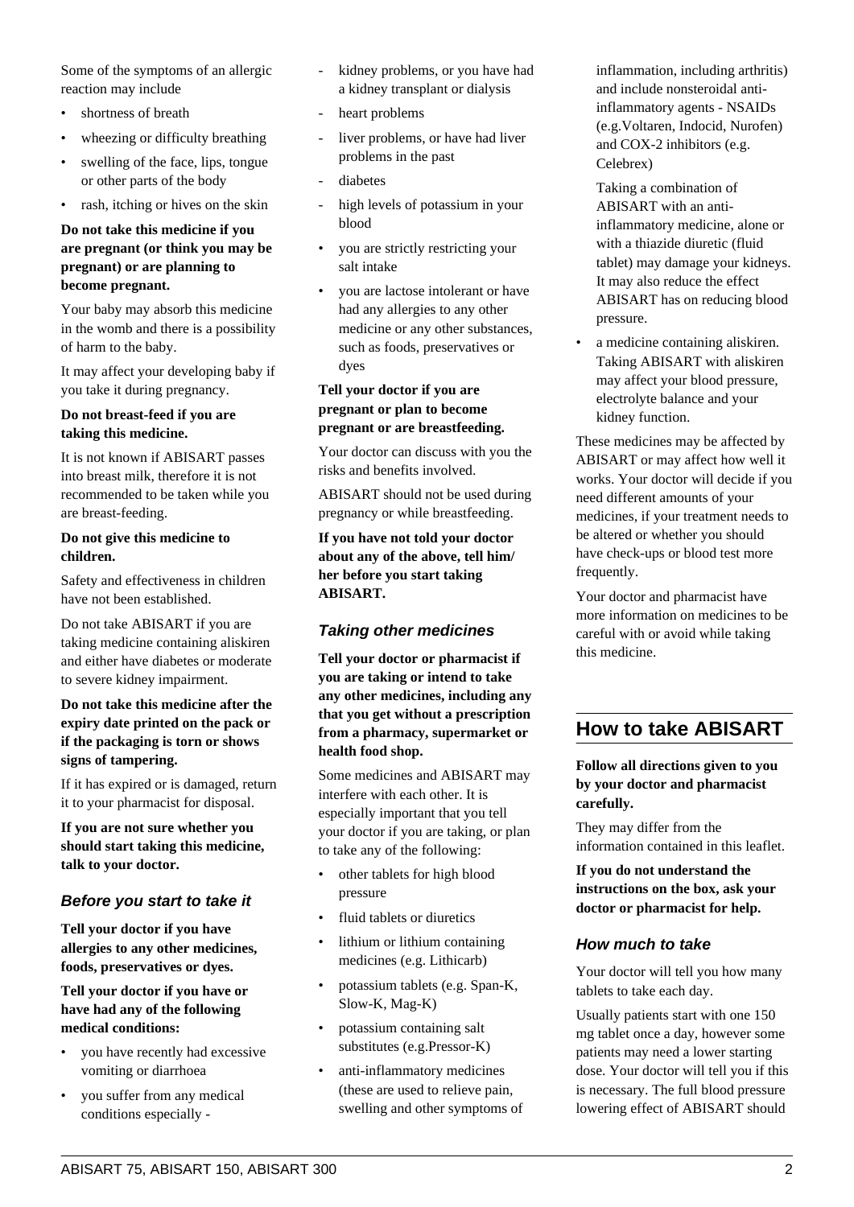Some of the symptoms of an allergic reaction may include

- shortness of breath
- wheezing or difficulty breathing
- swelling of the face, lips, tongue or other parts of the body
- rash, itching or hives on the skin

**Do not take this medicine if you are pregnant (or think you may be pregnant) or are planning to become pregnant.**

Your baby may absorb this medicine in the womb and there is a possibility of harm to the baby.

It may affect your developing baby if you take it during pregnancy.

**Do not breast-feed if you are taking this medicine.**

It is not known if ABISART passes into breast milk, therefore it is not recommended to be taken while you are breast-feeding.

**Do not give this medicine to children.**

Safety and effectiveness in children have not been established.

Do not take ABISART if you are taking medicine containing aliskiren and either have diabetes or moderate to severe kidney impairment.

**Do not take this medicine after the expiry date printed on the pack or if the packaging is torn or shows signs of tampering.**

If it has expired or is damaged, return it to your pharmacist for disposal.

**If you are not sure whether you should start taking this medicine, talk to your doctor.**

### *Before you start to take it*

**Tell your doctor if you have allergies to any other medicines, foods, preservatives or dyes.**

**Tell your doctor if you have or have had any of the following medical conditions:**

- you have recently had excessive vomiting or diarrhoea
- you suffer from any medical conditions especially -
  - kidney problems, or you have had a kidney transplant or dialysis
  - heart problems
  - liver problems, or have had liver problems in the past
  - diabetes
  - high levels of potassium in your blood
- you are strictly restricting your salt intake
- you are lactose intolerant or have had any allergies to any other medicine or any other substances, such as foods, preservatives or dyes

**Tell your doctor if you are pregnant or plan to become pregnant or are breastfeeding.**

Your doctor can discuss with you the risks and benefits involved.

ABISART should not be used during pregnancy or while breastfeeding.

**If you have not told your doctor about any of the above, tell him/ her before you start taking ABISART.**

### *Taking other medicines*

**Tell your doctor or pharmacist if you are taking or intend to take any other medicines, including any that you get without a prescription from a pharmacy, supermarket or health food shop.**

Some medicines and ABISART may interfere with each other. It is especially important that you tell your doctor if you are taking, or plan to take any of the following:

- other tablets for high blood pressure
- fluid tablets or diuretics
- lithium or lithium containing medicines (e.g. Lithicarb)
- potassium tablets (e.g. Span-K, Slow-K, Mag-K)
- potassium containing salt substitutes (e.g.Pressor-K)
- anti-inflammatory medicines (these are used to relieve pain, swelling and other symptoms of inflammation, including arthritis) and include nonsteroidal anti-inflammatory agents - NSAIDs (e.g.Voltaren, Indocid, Nurofen) and COX-2 inhibitors (e.g. Celebrex)

  Taking a combination of ABISART with an anti-inflammatory medicine, alone or with a thiazide diuretic (fluid tablet) may damage your kidneys. It may also reduce the effect ABISART has on reducing blood pressure.
- a medicine containing aliskiren. Taking ABISART with aliskiren may affect your blood pressure, electrolyte balance and your kidney function.

These medicines may be affected by ABISART or may affect how well it works. Your doctor will decide if you need different amounts of your medicines, if your treatment needs to be altered or whether you should have check-ups or blood test more frequently.

Your doctor and pharmacist have more information on medicines to be careful with or avoid while taking this medicine.

## How to take ABISART

**Follow all directions given to you by your doctor and pharmacist carefully.**

They may differ from the information contained in this leaflet.

**If you do not understand the instructions on the box, ask your doctor or pharmacist for help.**

### *How much to take*

Your doctor will tell you how many tablets to take each day.

Usually patients start with one 150 mg tablet once a day, however some patients may need a lower starting dose. Your doctor will tell you if this is necessary. The full blood pressure lowering effect of ABISART should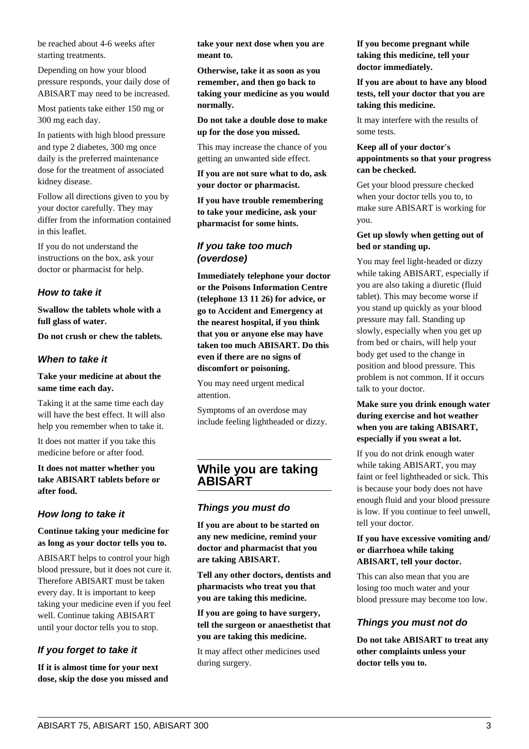be reached about 4-6 weeks after starting treatments.

Depending on how your blood pressure responds, your daily dose of ABISART may need to be increased.

Most patients take either 150 mg or 300 mg each day.

In patients with high blood pressure and type 2 diabetes, 300 mg once daily is the preferred maintenance dose for the treatment of associated kidney disease.

Follow all directions given to you by your doctor carefully. They may differ from the information contained in this leaflet.

If you do not understand the instructions on the box, ask your doctor or pharmacist for help.

### How to take it

**Swallow the tablets whole with a full glass of water.**

**Do not crush or chew the tablets.**

### When to take it

**Take your medicine at about the same time each day.**

Taking it at the same time each day will have the best effect. It will also help you remember when to take it.

It does not matter if you take this medicine before or after food.

**It does not matter whether you take ABISART tablets before or after food.**

### How long to take it

**Continue taking your medicine for as long as your doctor tells you to.**

ABISART helps to control your high blood pressure, but it does not cure it. Therefore ABISART must be taken every day. It is important to keep taking your medicine even if you feel well. Continue taking ABISART until your doctor tells you to stop.

### If you forget to take it

**If it is almost time for your next dose, skip the dose you missed and take your next dose when you are meant to.**

**Otherwise, take it as soon as you remember, and then go back to taking your medicine as you would normally.**

**Do not take a double dose to make up for the dose you missed.**

This may increase the chance of you getting an unwanted side effect.

**If you are not sure what to do, ask your doctor or pharmacist.**

**If you have trouble remembering to take your medicine, ask your pharmacist for some hints.**

### If you take too much (overdose)

**Immediately telephone your doctor or the Poisons Information Centre (telephone 13 11 26) for advice, or go to Accident and Emergency at the nearest hospital, if you think that you or anyone else may have taken too much ABISART. Do this even if there are no signs of discomfort or poisoning.**

You may need urgent medical attention.

Symptoms of an overdose may include feeling lightheaded or dizzy.

## While you are taking ABISART

### Things you must do

**If you are about to be started on any new medicine, remind your doctor and pharmacist that you are taking ABISART.**

**Tell any other doctors, dentists and pharmacists who treat you that you are taking this medicine.**

**If you are going to have surgery, tell the surgeon or anaesthetist that you are taking this medicine.**

It may affect other medicines used during surgery.

**If you become pregnant while taking this medicine, tell your doctor immediately.**

**If you are about to have any blood tests, tell your doctor that you are taking this medicine.**

It may interfere with the results of some tests.

**Keep all of your doctor's appointments so that your progress can be checked.**

Get your blood pressure checked when your doctor tells you to, to make sure ABISART is working for you.

**Get up slowly when getting out of bed or standing up.**

You may feel light-headed or dizzy while taking ABISART, especially if you are also taking a diuretic (fluid tablet). This may become worse if you stand up quickly as your blood pressure may fall. Standing up slowly, especially when you get up from bed or chairs, will help your body get used to the change in position and blood pressure. This problem is not common. If it occurs talk to your doctor.

**Make sure you drink enough water during exercise and hot weather when you are taking ABISART, especially if you sweat a lot.**

If you do not drink enough water while taking ABISART, you may faint or feel lightheaded or sick. This is because your body does not have enough fluid and your blood pressure is low. If you continue to feel unwell, tell your doctor.

**If you have excessive vomiting and/ or diarrhoea while taking ABISART, tell your doctor.**

This can also mean that you are losing too much water and your blood pressure may become too low.

### Things you must not do

**Do not take ABISART to treat any other complaints unless your doctor tells you to.**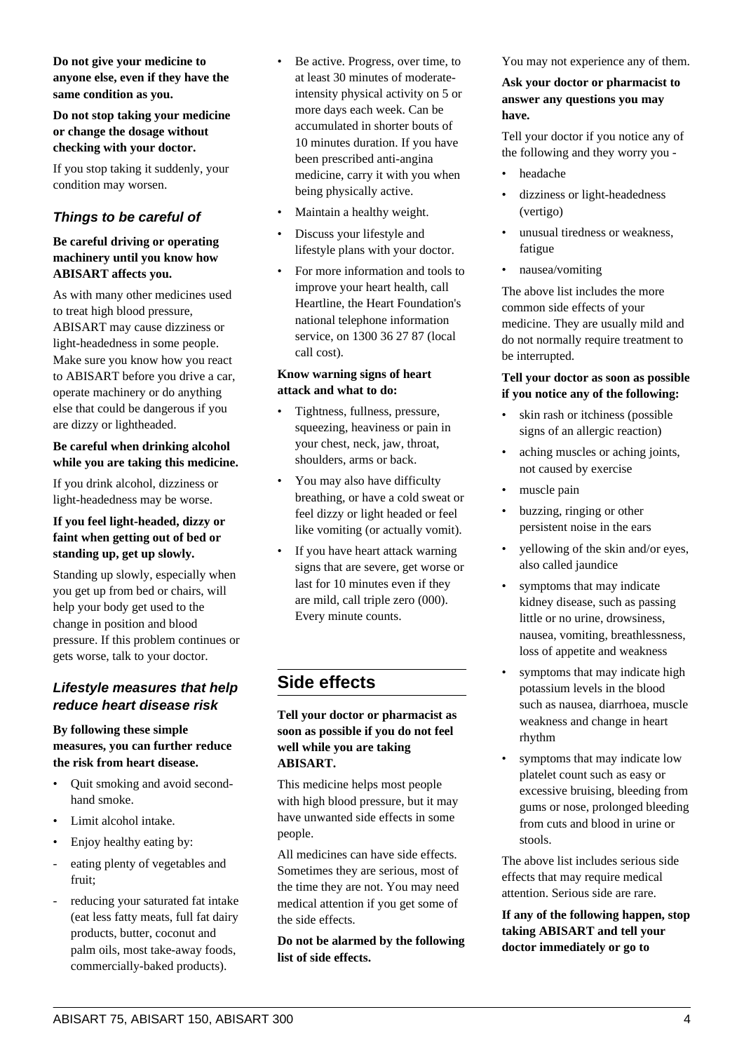**Do not give your medicine to anyone else, even if they have the same condition as you.**

**Do not stop taking your medicine or change the dosage without checking with your doctor.**

If you stop taking it suddenly, your condition may worsen.

### *Things to be careful of*

**Be careful driving or operating machinery until you know how ABISART affects you.**

As with many other medicines used to treat high blood pressure, ABISART may cause dizziness or light-headedness in some people. Make sure you know how you react to ABISART before you drive a car, operate machinery or do anything else that could be dangerous if you are dizzy or lightheaded.

**Be careful when drinking alcohol while you are taking this medicine.**

If you drink alcohol, dizziness or light-headedness may be worse.

**If you feel light-headed, dizzy or faint when getting out of bed or standing up, get up slowly.**

Standing up slowly, especially when you get up from bed or chairs, will help your body get used to the change in position and blood pressure. If this problem continues or gets worse, talk to your doctor.

### *Lifestyle measures that help reduce heart disease risk*

**By following these simple measures, you can further reduce the risk from heart disease.**

- Quit smoking and avoid second-hand smoke.
- Limit alcohol intake.
- Enjoy healthy eating by:
  - eating plenty of vegetables and fruit;
  - reducing your saturated fat intake (eat less fatty meats, full fat dairy products, butter, coconut and palm oils, most take-away foods, commercially-baked products).
- Be active. Progress, over time, to at least 30 minutes of moderate-intensity physical activity on 5 or more days each week. Can be accumulated in shorter bouts of 10 minutes duration. If you have been prescribed anti-angina medicine, carry it with you when being physically active.
- Maintain a healthy weight.
- Discuss your lifestyle and lifestyle plans with your doctor.
- For more information and tools to improve your heart health, call Heartline, the Heart Foundation's national telephone information service, on 1300 36 27 87 (local call cost).

**Know warning signs of heart attack and what to do:**

- Tightness, fullness, pressure, squeezing, heaviness or pain in your chest, neck, jaw, throat, shoulders, arms or back.
- You may also have difficulty breathing, or have a cold sweat or feel dizzy or light headed or feel like vomiting (or actually vomit).
- If you have heart attack warning signs that are severe, get worse or last for 10 minutes even if they are mild, call triple zero (000). Every minute counts.

## Side effects

**Tell your doctor or pharmacist as soon as possible if you do not feel well while you are taking ABISART.**

This medicine helps most people with high blood pressure, but it may have unwanted side effects in some people.

All medicines can have side effects. Sometimes they are serious, most of the time they are not. You may need medical attention if you get some of the side effects.

**Do not be alarmed by the following list of side effects.**

You may not experience any of them.

**Ask your doctor or pharmacist to answer any questions you may have.**

Tell your doctor if you notice any of the following and they worry you -

- headache
- dizziness or light-headedness (vertigo)
- unusual tiredness or weakness, fatigue
- nausea/vomiting

The above list includes the more common side effects of your medicine. They are usually mild and do not normally require treatment to be interrupted.

**Tell your doctor as soon as possible if you notice any of the following:**

- skin rash or itchiness (possible signs of an allergic reaction)
- aching muscles or aching joints, not caused by exercise
- muscle pain
- buzzing, ringing or other persistent noise in the ears
- yellowing of the skin and/or eyes, also called jaundice
- symptoms that may indicate kidney disease, such as passing little or no urine, drowsiness, nausea, vomiting, breathlessness, loss of appetite and weakness
- symptoms that may indicate high potassium levels in the blood such as nausea, diarrhoea, muscle weakness and change in heart rhythm
- symptoms that may indicate low platelet count such as easy or excessive bruising, bleeding from gums or nose, prolonged bleeding from cuts and blood in urine or stools.

The above list includes serious side effects that may require medical attention. Serious side are rare.

**If any of the following happen, stop taking ABISART and tell your doctor immediately or go to**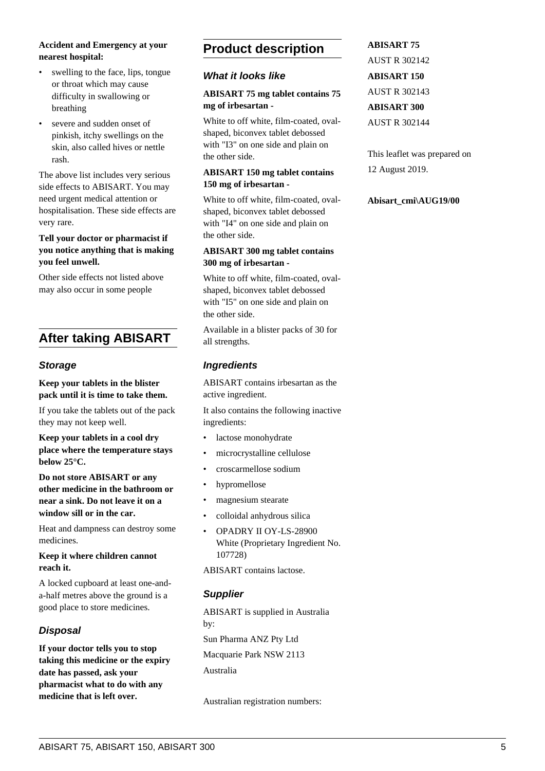**Accident and Emergency at your nearest hospital:**

- swelling to the face, lips, tongue or throat which may cause difficulty in swallowing or breathing
- severe and sudden onset of pinkish, itchy swellings on the skin, also called hives or nettle rash.

The above list includes very serious side effects to ABISART. You may need urgent medical attention or hospitalisation. These side effects are very rare.

**Tell your doctor or pharmacist if you notice anything that is making you feel unwell.**

Other side effects not listed above may also occur in some people

## After taking ABISART

### Storage

**Keep your tablets in the blister pack until it is time to take them.**

If you take the tablets out of the pack they may not keep well.

**Keep your tablets in a cool dry place where the temperature stays below 25°C.**

**Do not store ABISART or any other medicine in the bathroom or near a sink. Do not leave it on a window sill or in the car.**

Heat and dampness can destroy some medicines.

**Keep it where children cannot reach it.**

A locked cupboard at least one-and-a-half metres above the ground is a good place to store medicines.

### Disposal

**If your doctor tells you to stop taking this medicine or the expiry date has passed, ask your pharmacist what to do with any medicine that is left over.**

## Product description

### What it looks like

**ABISART 75 mg tablet contains 75 mg of irbesartan -**

White to off white, film-coated, oval-shaped, biconvex tablet debossed with "I3" on one side and plain on the other side.

**ABISART 150 mg tablet contains 150 mg of irbesartan -**

White to off white, film-coated, oval-shaped, biconvex tablet debossed with "I4" on one side and plain on the other side.

**ABISART 300 mg tablet contains 300 mg of irbesartan -**

White to off white, film-coated, oval-shaped, biconvex tablet debossed with "I5" on one side and plain on the other side.

Available in a blister packs of 30 for all strengths.

### Ingredients

ABISART contains irbesartan as the active ingredient.

It also contains the following inactive ingredients:

- lactose monohydrate
- microcrystalline cellulose
- croscarmellose sodium
- hypromellose
- magnesium stearate
- colloidal anhydrous silica
- OPADRY II OY-LS-28900 White (Proprietary Ingredient No. 107728)

ABISART contains lactose.

### Supplier

ABISART is supplied in Australia by:

Sun Pharma ANZ Pty Ltd

Macquarie Park NSW 2113

Australia

Australian registration numbers:

**ABISART 75**

AUST R 302142

**ABISART 150**

AUST R 302143

**ABISART 300**

AUST R 302144

This leaflet was prepared on

12 August 2019.

**Abisart_cmi\AUG19/00**